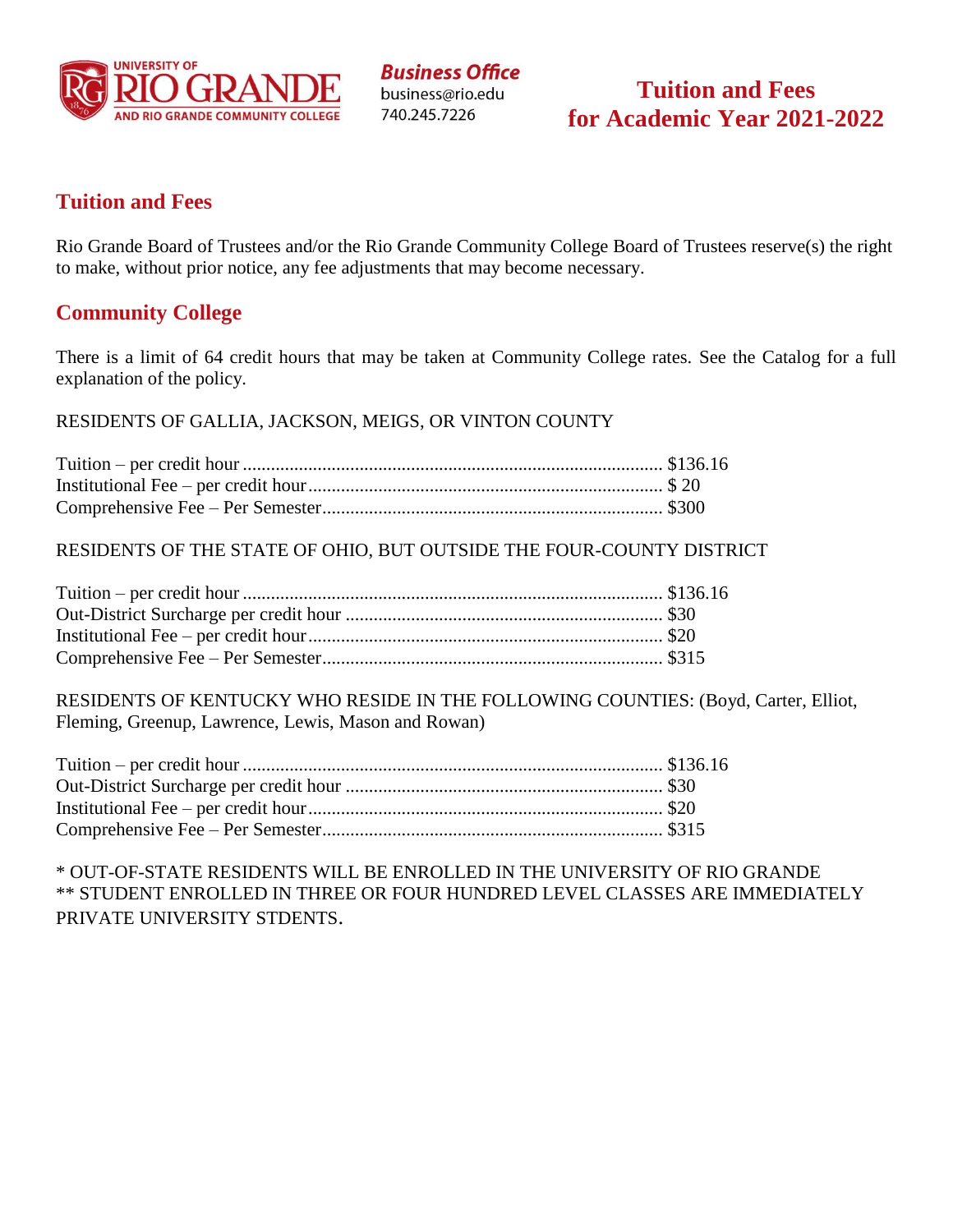University of Rio Grande and Rio Grande Community College

**Business Office**
business@rio.edu
740.245.7226

# Tuition and Fees for Academic Year 2021-2022

## Tuition and Fees

Rio Grande Board of Trustees and/or the Rio Grande Community College Board of Trustees reserve(s) the right to make, without prior notice, any fee adjustments that may become necessary.

## Community College

There is a limit of 64 credit hours that may be taken at Community College rates. See the Catalog for a full explanation of the policy.

RESIDENTS OF GALLIA, JACKSON, MEIGS, OR VINTON COUNTY

| | |
|---|---|
| Tuition – per credit hour | $136.16 |
| Institutional Fee – per credit hour | $ 20 |
| Comprehensive Fee – Per Semester | $300 |

RESIDENTS OF THE STATE OF OHIO, BUT OUTSIDE THE FOUR-COUNTY DISTRICT

| | |
|---|---|
| Tuition – per credit hour | $136.16 |
| Out-District Surcharge per credit hour | $30 |
| Institutional Fee – per credit hour | $20 |
| Comprehensive Fee – Per Semester | $315 |

RESIDENTS OF KENTUCKY WHO RESIDE IN THE FOLLOWING COUNTIES: (Boyd, Carter, Elliot, Fleming, Greenup, Lawrence, Lewis, Mason and Rowan)

| | |
|---|---|
| Tuition – per credit hour | $136.16 |
| Out-District Surcharge per credit hour | $30 |
| Institutional Fee – per credit hour | $20 |
| Comprehensive Fee – Per Semester | $315 |

* OUT-OF-STATE RESIDENTS WILL BE ENROLLED IN THE UNIVERSITY OF RIO GRANDE
** STUDENT ENROLLED IN THREE OR FOUR HUNDRED LEVEL CLASSES ARE IMMEDIATELY PRIVATE UNIVERSITY STDENTS.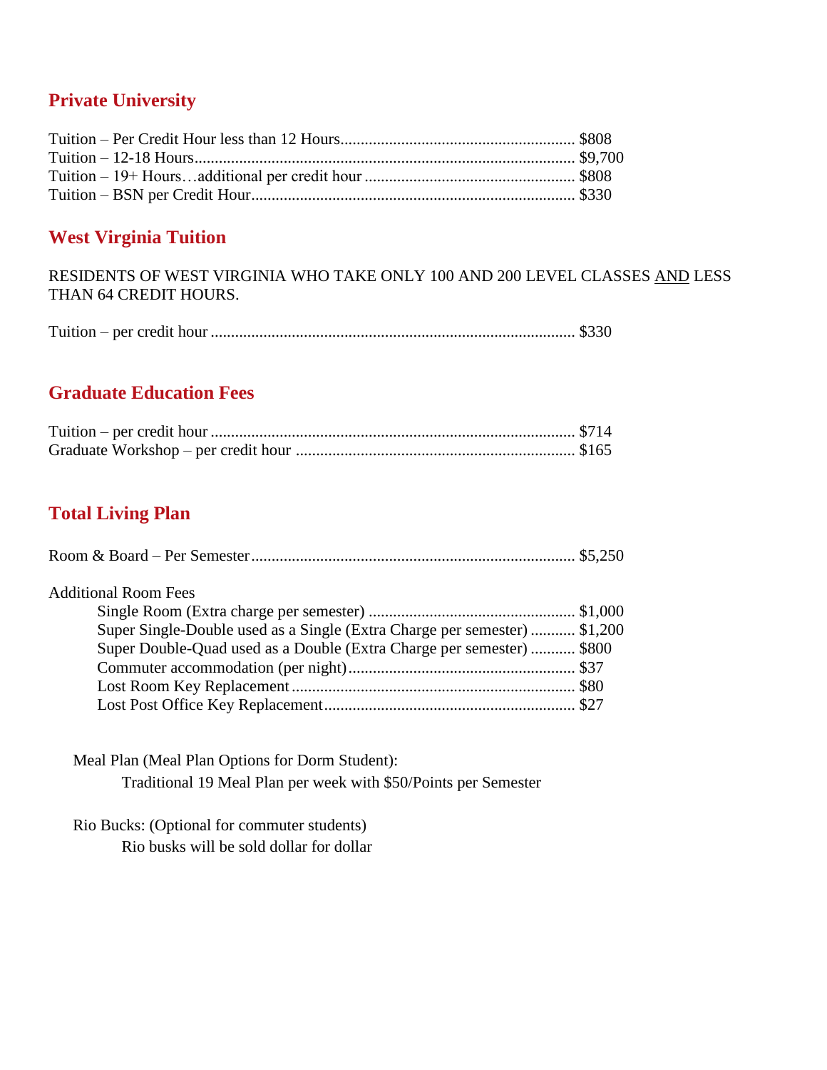## Private University

Tuition – Per Credit Hour less than 12 Hours........................................................ $808
Tuition – 12-18 Hours.......................................................................................... $9,700
Tuition – 19+ Hours…additional per credit hour .................................................. $808
Tuition – BSN per Credit Hour.............................................................................. $330

## West Virginia Tuition

RESIDENTS OF WEST VIRGINIA WHO TAKE ONLY 100 AND 200 LEVEL CLASSES AND LESS THAN 64 CREDIT HOURS.

Tuition – per credit hour ........................................................................................ $330

## Graduate Education Fees

Tuition – per credit hour ........................................................................................ $714
Graduate Workshop – per credit hour .................................................................... $165

## Total Living Plan

Room & Board – Per Semester.............................................................................. $5,250

Additional Room Fees

- Single Room (Extra charge per semester) .................................................. $1,000
- Super Single-Double used as a Single (Extra Charge per semester) ........... $1,200
- Super Double-Quad used as a Double (Extra Charge per semester) ........... $800
- Commuter accommodation (per night)....................................................... $37
- Lost Room Key Replacement..................................................................... $80
- Lost Post Office Key Replacement............................................................. $27

Meal Plan (Meal Plan Options for Dorm Student):

Traditional 19 Meal Plan per week with $50/Points per Semester

Rio Bucks: (Optional for commuter students)

Rio busks will be sold dollar for dollar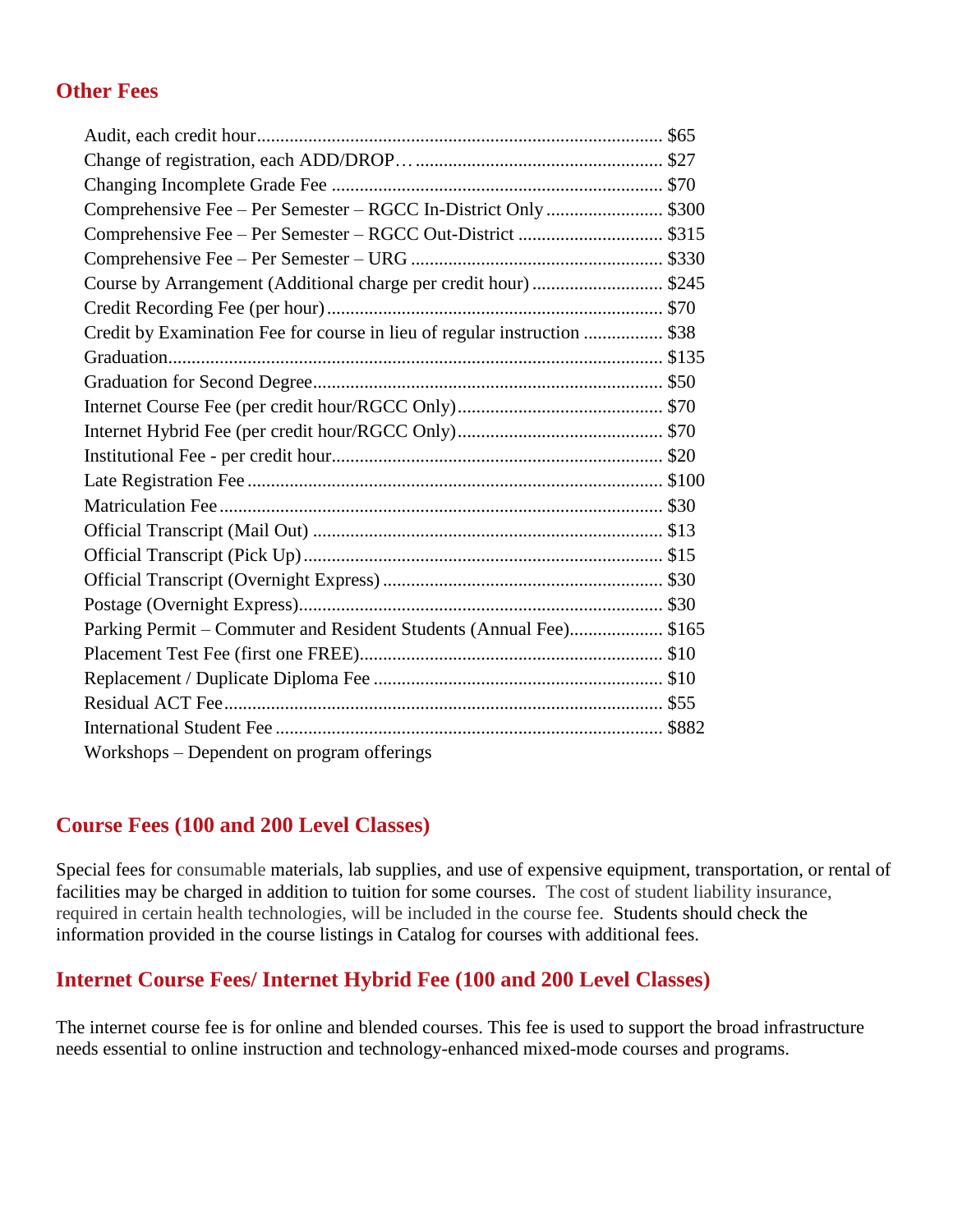## Other Fees

| | |
|---|---|
| Audit, each credit hour | $65 |
| Change of registration, each ADD/DROP… | $27 |
| Changing Incomplete Grade Fee | $70 |
| Comprehensive Fee – Per Semester – RGCC In-District Only | $300 |
| Comprehensive Fee – Per Semester – RGCC Out-District | $315 |
| Comprehensive Fee – Per Semester – URG | $330 |
| Course by Arrangement (Additional charge per credit hour) | $245 |
| Credit Recording Fee (per hour) | $70 |
| Credit by Examination Fee for course in lieu of regular instruction | $38 |
| Graduation | $135 |
| Graduation for Second Degree | $50 |
| Internet Course Fee (per credit hour/RGCC Only) | $70 |
| Internet Hybrid Fee (per credit hour/RGCC Only) | $70 |
| Institutional Fee - per credit hour | $20 |
| Late Registration Fee | $100 |
| Matriculation Fee | $30 |
| Official Transcript (Mail Out) | $13 |
| Official Transcript (Pick Up) | $15 |
| Official Transcript (Overnight Express) | $30 |
| Postage (Overnight Express) | $30 |
| Parking Permit – Commuter and Resident Students (Annual Fee) | $165 |
| Placement Test Fee (first one FREE) | $10 |
| Replacement / Duplicate Diploma Fee | $10 |
| Residual ACT Fee | $55 |
| International Student Fee | $882 |
| Workshops – Dependent on program offerings | |

## Course Fees (100 and 200 Level Classes)

Special fees for consumable materials, lab supplies, and use of expensive equipment, transportation, or rental of facilities may be charged in addition to tuition for some courses. The cost of student liability insurance, required in certain health technologies, will be included in the course fee. Students should check the information provided in the course listings in Catalog for courses with additional fees.

## Internet Course Fees/ Internet Hybrid Fee (100 and 200 Level Classes)

The internet course fee is for online and blended courses. This fee is used to support the broad infrastructure needs essential to online instruction and technology-enhanced mixed-mode courses and programs.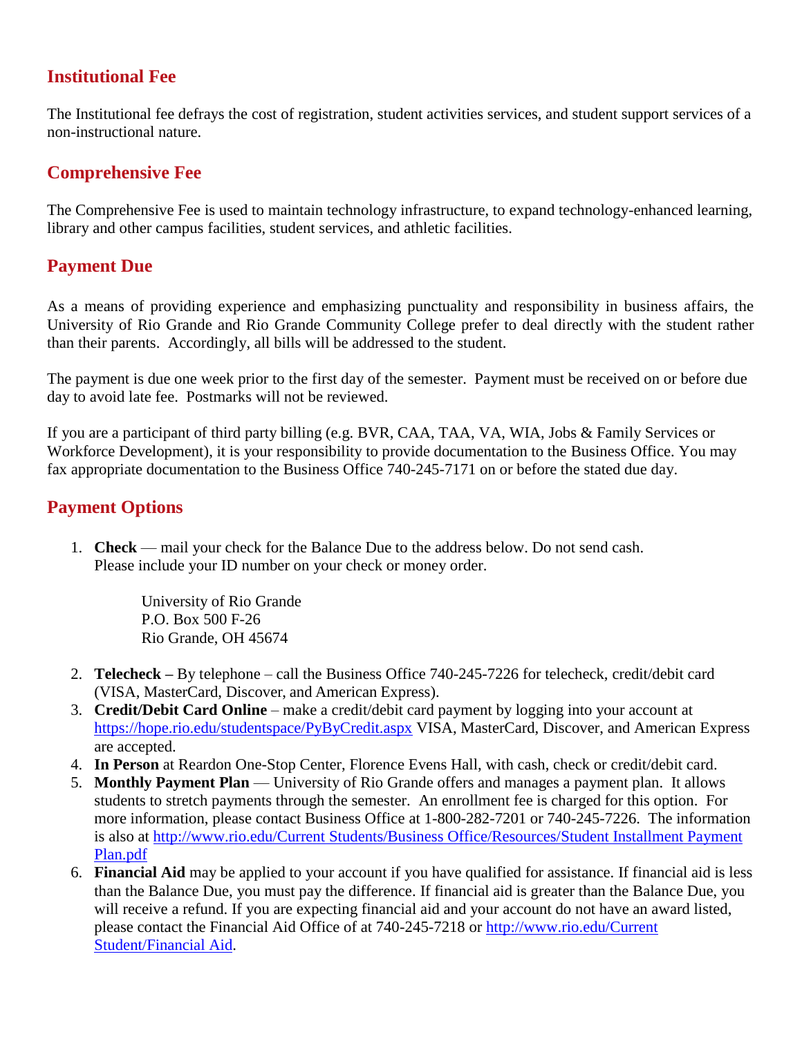## Institutional Fee

The Institutional fee defrays the cost of registration, student activities services, and student support services of a non-instructional nature.

## Comprehensive Fee

The Comprehensive Fee is used to maintain technology infrastructure, to expand technology-enhanced learning, library and other campus facilities, student services, and athletic facilities.

## Payment Due

As a means of providing experience and emphasizing punctuality and responsibility in business affairs, the University of Rio Grande and Rio Grande Community College prefer to deal directly with the student rather than their parents. Accordingly, all bills will be addressed to the student.

The payment is due one week prior to the first day of the semester. Payment must be received on or before due day to avoid late fee. Postmarks will not be reviewed.

If you are a participant of third party billing (e.g. BVR, CAA, TAA, VA, WIA, Jobs & Family Services or Workforce Development), it is your responsibility to provide documentation to the Business Office. You may fax appropriate documentation to the Business Office 740-245-7171 on or before the stated due day.

## Payment Options

1. **Check** — mail your check for the Balance Due to the address below. Do not send cash. Please include your ID number on your check or money order.

   University of Rio Grande
   P.O. Box 500 F-26
   Rio Grande, OH 45674

2. **Telecheck –** By telephone – call the Business Office 740-245-7226 for telecheck, credit/debit card (VISA, MasterCard, Discover, and American Express).
3. **Credit/Debit Card Online** – make a credit/debit card payment by logging into your account at https://hope.rio.edu/studentspace/PyByCredit.aspx VISA, MasterCard, Discover, and American Express are accepted.
4. **In Person** at Reardon One-Stop Center, Florence Evens Hall, with cash, check or credit/debit card.
5. **Monthly Payment Plan** — University of Rio Grande offers and manages a payment plan. It allows students to stretch payments through the semester. An enrollment fee is charged for this option. For more information, please contact Business Office at 1-800-282-7201 or 740-245-7226. The information is also at http://www.rio.edu/Current Students/Business Office/Resources/Student Installment Payment Plan.pdf
6. **Financial Aid** may be applied to your account if you have qualified for assistance. If financial aid is less than the Balance Due, you must pay the difference. If financial aid is greater than the Balance Due, you will receive a refund. If you are expecting financial aid and your account do not have an award listed, please contact the Financial Aid Office of at 740-245-7218 or http://www.rio.edu/Current Student/Financial Aid.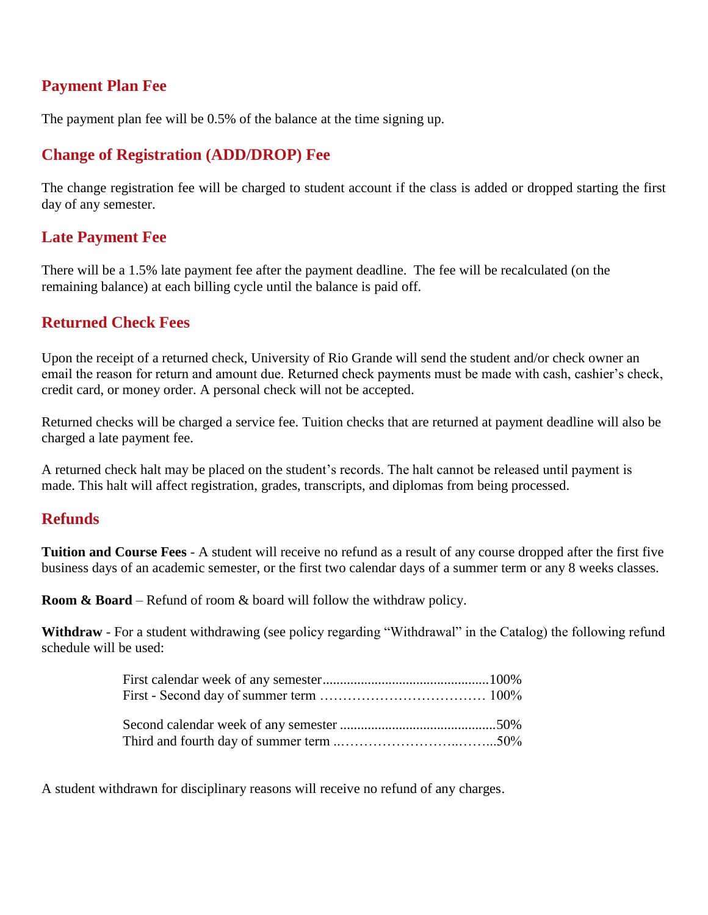## Payment Plan Fee

The payment plan fee will be 0.5% of the balance at the time signing up.

## Change of Registration (ADD/DROP) Fee

The change registration fee will be charged to student account if the class is added or dropped starting the first day of any semester.

## Late Payment Fee

There will be a 1.5% late payment fee after the payment deadline. The fee will be recalculated (on the remaining balance) at each billing cycle until the balance is paid off.

## Returned Check Fees

Upon the receipt of a returned check, University of Rio Grande will send the student and/or check owner an email the reason for return and amount due. Returned check payments must be made with cash, cashier's check, credit card, or money order. A personal check will not be accepted.

Returned checks will be charged a service fee. Tuition checks that are returned at payment deadline will also be charged a late payment fee.

A returned check halt may be placed on the student's records. The halt cannot be released until payment is made. This halt will affect registration, grades, transcripts, and diplomas from being processed.

## Refunds

**Tuition and Course Fees** - A student will receive no refund as a result of any course dropped after the first five business days of an academic semester, or the first two calendar days of a summer term or any 8 weeks classes.

**Room & Board** – Refund of room & board will follow the withdraw policy.

**Withdraw** - For a student withdrawing (see policy regarding "Withdrawal" in the Catalog) the following refund schedule will be used:

First calendar week of any semester................................................100%
First - Second day of summer term ……………………………… 100%

Second calendar week of any semester .............................................50%
Third and fourth day of summer term ..…………………..……..50%

A student withdrawn for disciplinary reasons will receive no refund of any charges.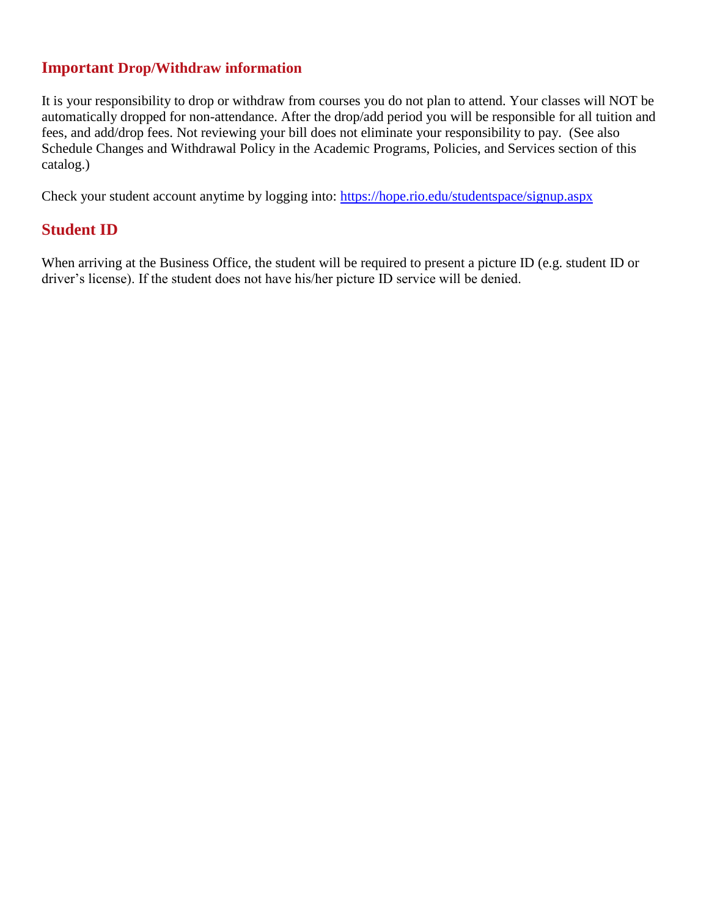## Important Drop/Withdraw information

It is your responsibility to drop or withdraw from courses you do not plan to attend. Your classes will NOT be automatically dropped for non-attendance. After the drop/add period you will be responsible for all tuition and fees, and add/drop fees. Not reviewing your bill does not eliminate your responsibility to pay. (See also Schedule Changes and Withdrawal Policy in the Academic Programs, Policies, and Services section of this catalog.)

Check your student account anytime by logging into: [https://hope.rio.edu/studentspace/signup.aspx](https://hope.rio.edu/studentspace/signup.aspx)

## Student ID

When arriving at the Business Office, the student will be required to present a picture ID (e.g. student ID or driver's license). If the student does not have his/her picture ID service will be denied.